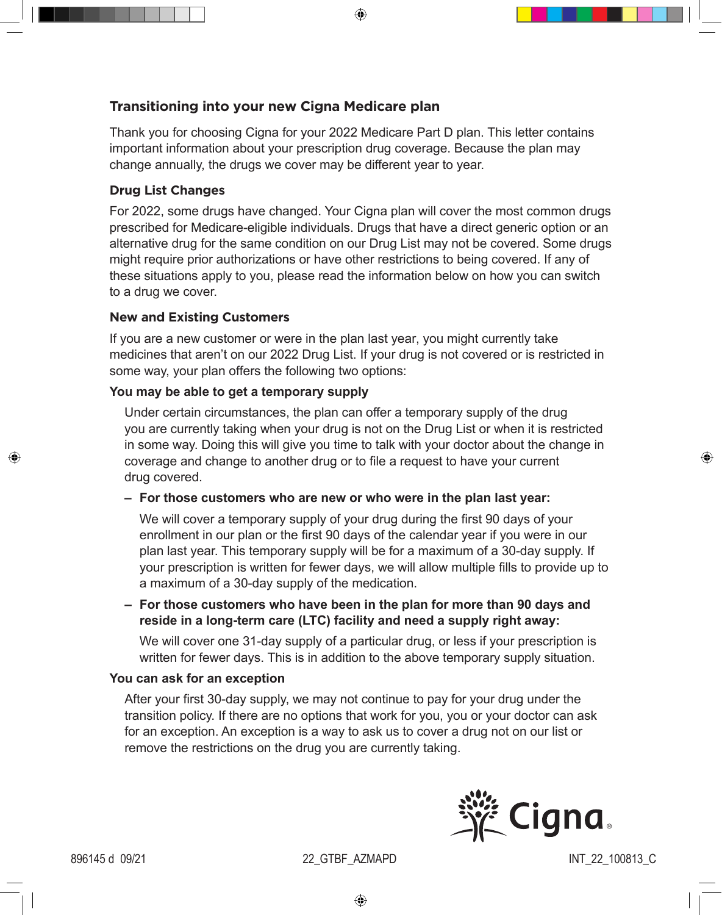## Transitioning into your new Cigna Medicare plan

Thank you for choosing Cigna for your 2022 Medicare Part D plan. This letter contains important information about your prescription drug coverage. Because the plan may change annually, the drugs we cover may be different year to year.

### Drug List Changes

For 2022, some drugs have changed. Your Cigna plan will cover the most common drugs prescribed for Medicare-eligible individuals. Drugs that have a direct generic option or an alternative drug for the same condition on our Drug List may not be covered. Some drugs might require prior authorizations or have other restrictions to being covered. If any of these situations apply to you, please read the information below on how you can switch to a drug we cover.

### New and Existing Customers

If you are a new customer or were in the plan last year, you might currently take medicines that aren't on our 2022 Drug List. If your drug is not covered or is restricted in some way, your plan offers the following two options:

**You may be able to get a temporary supply**

Under certain circumstances, the plan can offer a temporary supply of the drug you are currently taking when your drug is not on the Drug List or when it is restricted in some way. Doing this will give you time to talk with your doctor about the change in coverage and change to another drug or to file a request to have your current drug covered.

- **For those customers who are new or who were in the plan last year:**

  We will cover a temporary supply of your drug during the first 90 days of your enrollment in our plan or the first 90 days of the calendar year if you were in our plan last year. This temporary supply will be for a maximum of a 30-day supply. If your prescription is written for fewer days, we will allow multiple fills to provide up to a maximum of a 30-day supply of the medication.

- **For those customers who have been in the plan for more than 90 days and reside in a long-term care (LTC) facility and need a supply right away:**

  We will cover one 31-day supply of a particular drug, or less if your prescription is written for fewer days. This is in addition to the above temporary supply situation.

**You can ask for an exception**

After your first 30-day supply, we may not continue to pay for your drug under the transition policy. If there are no options that work for you, you or your doctor can ask for an exception. An exception is a way to ask us to cover a drug not on our list or remove the restrictions on the drug you are currently taking.

Cigna®

896145 d 09/21 22_GTBF_AZMAPD INT_22_100813_C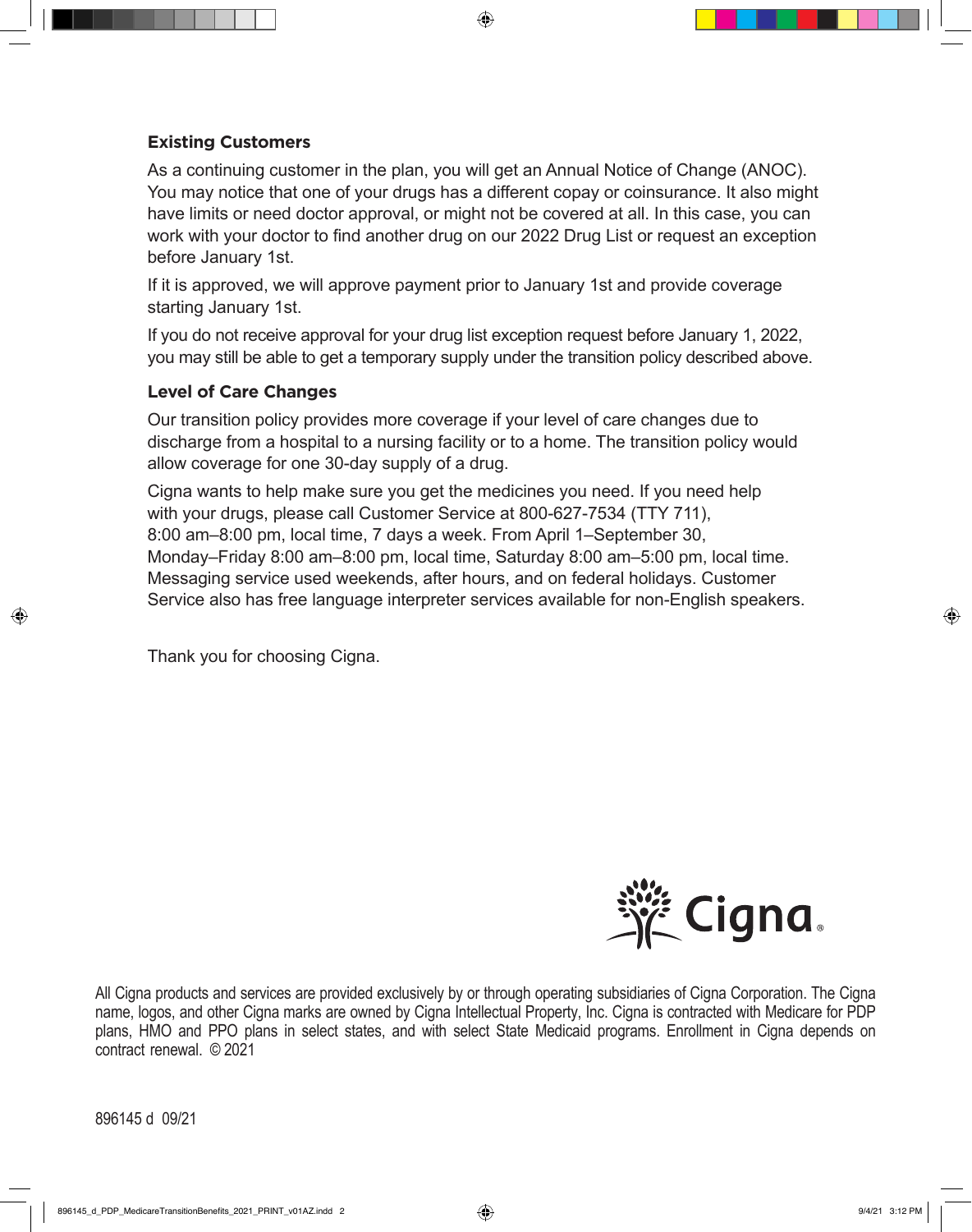### Existing Customers

As a continuing customer in the plan, you will get an Annual Notice of Change (ANOC). You may notice that one of your drugs has a different copay or coinsurance. It also might have limits or need doctor approval, or might not be covered at all. In this case, you can work with your doctor to find another drug on our 2022 Drug List or request an exception before January 1st.

If it is approved, we will approve payment prior to January 1st and provide coverage starting January 1st.

If you do not receive approval for your drug list exception request before January 1, 2022, you may still be able to get a temporary supply under the transition policy described above.

### Level of Care Changes

Our transition policy provides more coverage if your level of care changes due to discharge from a hospital to a nursing facility or to a home. The transition policy would allow coverage for one 30-day supply of a drug.

Cigna wants to help make sure you get the medicines you need. If you need help with your drugs, please call Customer Service at 800-627-7534 (TTY 711), 8:00 am–8:00 pm, local time, 7 days a week. From April 1–September 30, Monday–Friday 8:00 am–8:00 pm, local time, Saturday 8:00 am–5:00 pm, local time. Messaging service used weekends, after hours, and on federal holidays. Customer Service also has free language interpreter services available for non-English speakers.

Thank you for choosing Cigna.

Cigna®

All Cigna products and services are provided exclusively by or through operating subsidiaries of Cigna Corporation. The Cigna name, logos, and other Cigna marks are owned by Cigna Intellectual Property, Inc. Cigna is contracted with Medicare for PDP plans, HMO and PPO plans in select states, and with select State Medicaid programs. Enrollment in Cigna depends on contract renewal. © 2021

896145 d 09/21